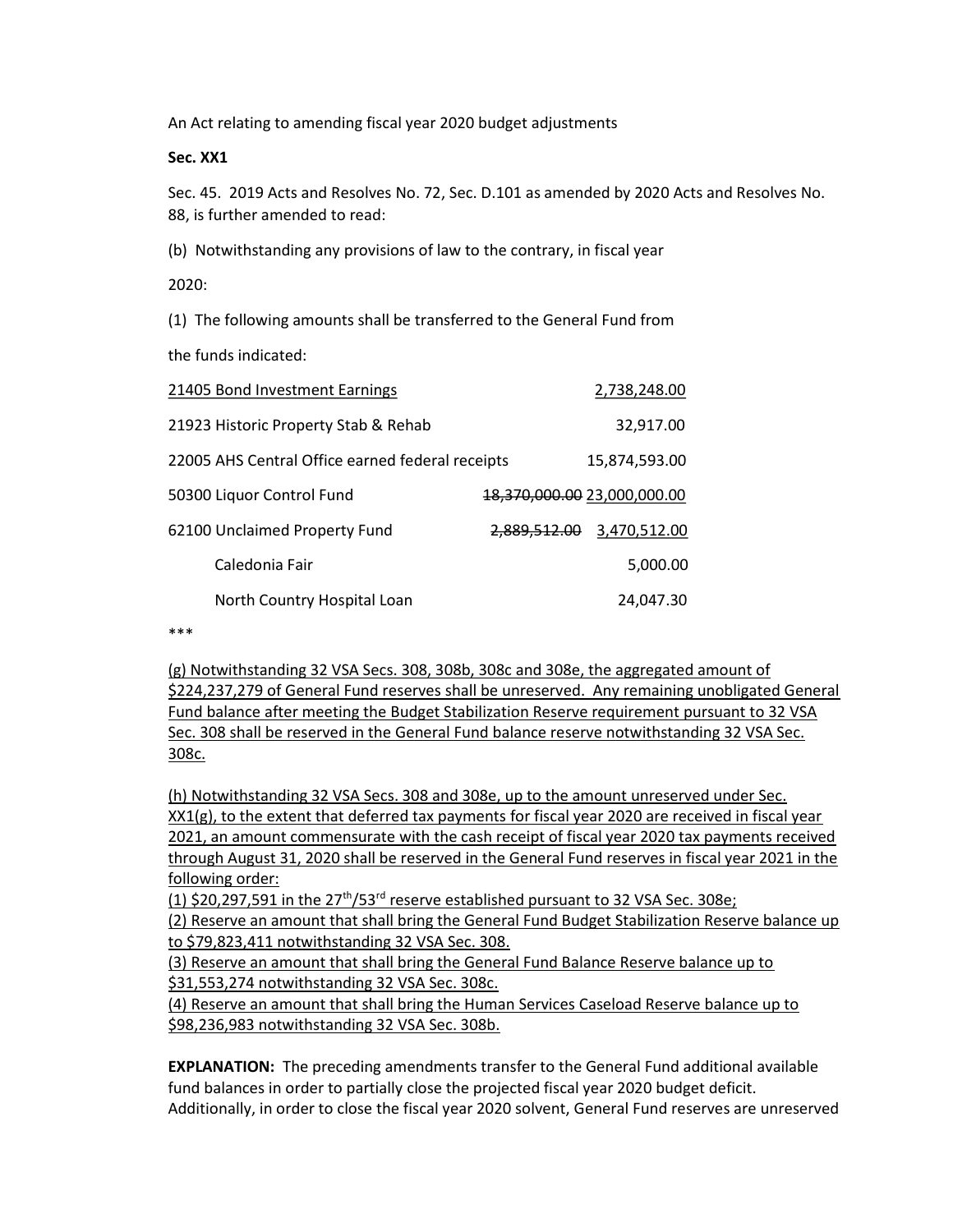An Act relating to amending fiscal year 2020 budget adjustments

**Sec. XX1**

Sec. 45. 2019 Acts and Resolves No. 72, Sec. D.101 as amended by 2020 Acts and Resolves No. 88, is further amended to read:

(b) Notwithstanding any provisions of law to the contrary, in fiscal year 2020:

(1) The following amounts shall be transferred to the General Fund from the funds indicated:

| | |
|---|---|
| <u>21405 Bond Investment Earnings</u> | <u>2,738,248.00</u> |
| 21923 Historic Property Stab & Rehab | 32,917.00 |
| 22005 AHS Central Office earned federal receipts | 15,874,593.00 |
| 50300 Liquor Control Fund | ~~18,370,000.00~~ <u>23,000,000.00</u> |
| 62100 Unclaimed Property Fund | ~~2,889,512.00~~ <u>3,470,512.00</u> |
| Caledonia Fair | 5,000.00 |
| North Country Hospital Loan | 24,047.30 |

\*\*\*

<u>(g) Notwithstanding 32 VSA Secs. 308, 308b, 308c and 308e, the aggregated amount of $224,237,279 of General Fund reserves shall be unreserved. Any remaining unobligated General Fund balance after meeting the Budget Stabilization Reserve requirement pursuant to 32 VSA Sec. 308 shall be reserved in the General Fund balance reserve notwithstanding 32 VSA Sec. 308c.</u>

<u>(h) Notwithstanding 32 VSA Secs. 308 and 308e, up to the amount unreserved under Sec. XX1(g), to the extent that deferred tax payments for fiscal year 2020 are received in fiscal year 2021, an amount commensurate with the cash receipt of fiscal year 2020 tax payments received through August 31, 2020 shall be reserved in the General Fund reserves in fiscal year 2021 in the following order:</u>

<u>(1) $20,297,591 in the 27th/53rd reserve established pursuant to 32 VSA Sec. 308e;</u>

<u>(2) Reserve an amount that shall bring the General Fund Budget Stabilization Reserve balance up to $79,823,411 notwithstanding 32 VSA Sec. 308.</u>

<u>(3) Reserve an amount that shall bring the General Fund Balance Reserve balance up to $31,553,274 notwithstanding 32 VSA Sec. 308c.</u>

<u>(4) Reserve an amount that shall bring the Human Services Caseload Reserve balance up to $98,236,983 notwithstanding 32 VSA Sec. 308b.</u>

**EXPLANATION:** The preceding amendments transfer to the General Fund additional available fund balances in order to partially close the projected fiscal year 2020 budget deficit. Additionally, in order to close the fiscal year 2020 solvent, General Fund reserves are unreserved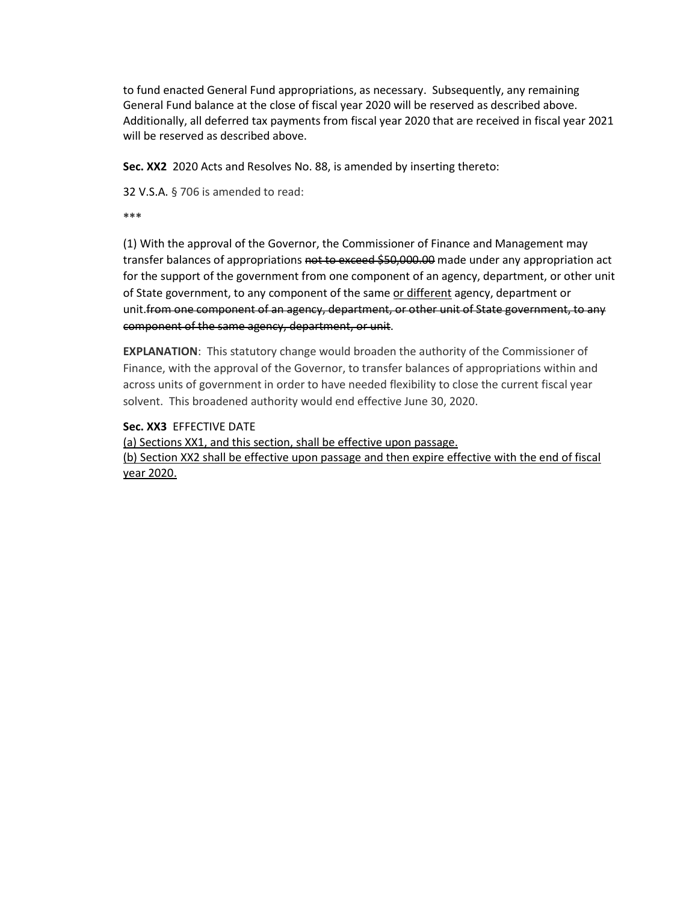to fund enacted General Fund appropriations, as necessary. Subsequently, any remaining General Fund balance at the close of fiscal year 2020 will be reserved as described above. Additionally, all deferred tax payments from fiscal year 2020 that are received in fiscal year 2021 will be reserved as described above.

**Sec. XX2** 2020 Acts and Resolves No. 88, is amended by inserting thereto:

32 V.S.A. § 706 is amended to read:

***

(1) With the approval of the Governor, the Commissioner of Finance and Management may transfer balances of appropriations ~~not to exceed $50,000.00~~ made under any appropriation act for the support of the government from one component of an agency, department, or other unit of State government, to any component of the same <u>or different</u> agency, department or unit.~~from one component of an agency, department, or other unit of State government, to any component of the same agency, department, or unit~~.

**EXPLANATION**: This statutory change would broaden the authority of the Commissioner of Finance, with the approval of the Governor, to transfer balances of appropriations within and across units of government in order to have needed flexibility to close the current fiscal year solvent. This broadened authority would end effective June 30, 2020.

**Sec. XX3** EFFECTIVE DATE

<u>(a) Sections XX1, and this section, shall be effective upon passage.</u>

<u>(b) Section XX2 shall be effective upon passage and then expire effective with the end of fiscal year 2020.</u>